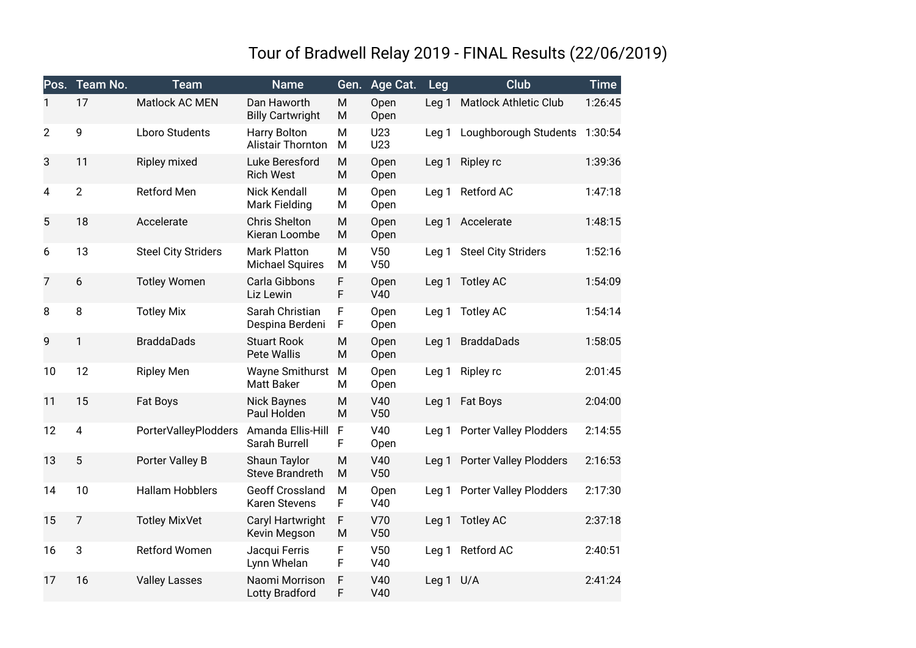# Tour of Bradwell Relay 2019 - FINAL Results (22/06/2019)

| Pos. | Team No. | Team | Name | Gen. | Age Cat. | Leg | Club | Time |
|---|---|---|---|---|---|---|---|---|
| 1 | 17 | Matlock AC MEN | Dan Haworth<br>Billy Cartwright | M<br>M | Open<br>Open | Leg 1 | Matlock Athletic Club | 1:26:45 |
| 2 | 9 | Lboro Students | Harry Bolton<br>Alistair Thornton | M<br>M | U23<br>U23 | Leg 1 | Loughborough Students | 1:30:54 |
| 3 | 11 | Ripley mixed | Luke Beresford<br>Rich West | M<br>M | Open<br>Open | Leg 1 | Ripley rc | 1:39:36 |
| 4 | 2 | Retford Men | Nick Kendall<br>Mark Fielding | M<br>M | Open<br>Open | Leg 1 | Retford AC | 1:47:18 |
| 5 | 18 | Accelerate | Chris Shelton<br>Kieran Loombe | M<br>M | Open<br>Open | Leg 1 | Accelerate | 1:48:15 |
| 6 | 13 | Steel City Striders | Mark Platton<br>Michael Squires | M<br>M | V50<br>V50 | Leg 1 | Steel City Striders | 1:52:16 |
| 7 | 6 | Totley Women | Carla Gibbons<br>Liz Lewin | F<br>F | Open<br>V40 | Leg 1 | Totley AC | 1:54:09 |
| 8 | 8 | Totley Mix | Sarah Christian<br>Despina Berdeni | F<br>F | Open<br>Open | Leg 1 | Totley AC | 1:54:14 |
| 9 | 1 | BraddaDads | Stuart Rook<br>Pete Wallis | M<br>M | Open<br>Open | Leg 1 | BraddaDads | 1:58:05 |
| 10 | 12 | Ripley Men | Wayne Smithurst<br>Matt Baker | M<br>M | Open<br>Open | Leg 1 | Ripley rc | 2:01:45 |
| 11 | 15 | Fat Boys | Nick Baynes<br>Paul Holden | M<br>M | V40<br>V50 | Leg 1 | Fat Boys | 2:04:00 |
| 12 | 4 | PorterValleyPlodders | Amanda Ellis-Hill<br>Sarah Burrell | F<br>F | V40<br>Open | Leg 1 | Porter Valley Plodders | 2:14:55 |
| 13 | 5 | Porter Valley B | Shaun Taylor<br>Steve Brandreth | M<br>M | V40<br>V50 | Leg 1 | Porter Valley Plodders | 2:16:53 |
| 14 | 10 | Hallam Hobblers | Geoff Crossland<br>Karen Stevens | M<br>F | Open<br>V40 | Leg 1 | Porter Valley Plodders | 2:17:30 |
| 15 | 7 | Totley MixVet | Caryl Hartwright<br>Kevin Megson | F<br>M | V70<br>V50 | Leg 1 | Totley AC | 2:37:18 |
| 16 | 3 | Retford Women | Jacqui Ferris<br>Lynn Whelan | F<br>F | V50<br>V40 | Leg 1 | Retford AC | 2:40:51 |
| 17 | 16 | Valley Lasses | Naomi Morrison<br>Lotty Bradford | F<br>F | V40<br>V40 | Leg 1 | U/A | 2:41:24 |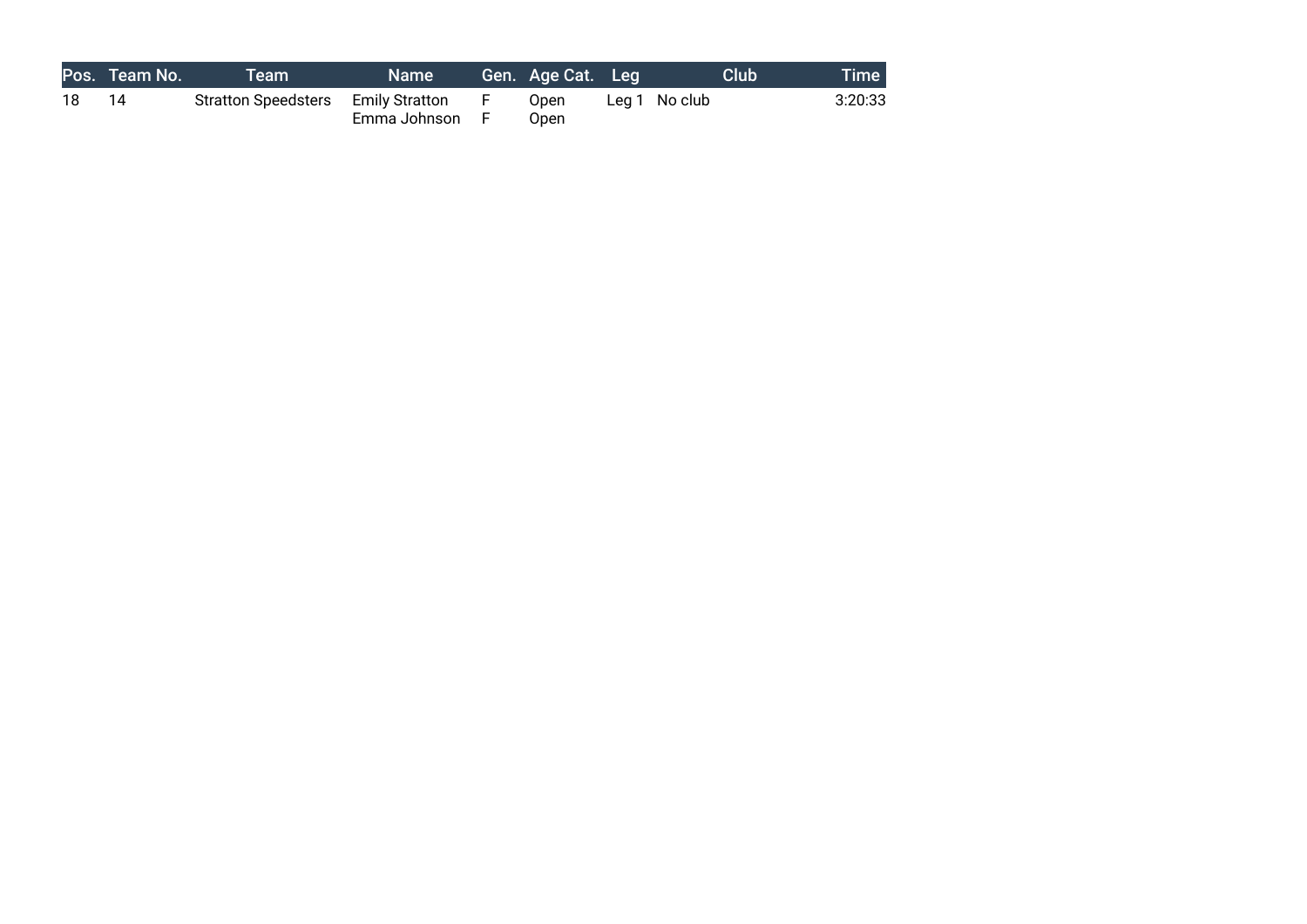| Pos. | Team No. | Team | Name | Gen. | Age Cat. | Leg | Club | Time |
|---|---|---|---|---|---|---|---|---|
| 18 | 14 | Stratton Speedsters | Emily Stratton<br>Emma Johnson | F<br>F | Open<br>Open | Leg 1 | No club | 3:20:33 |